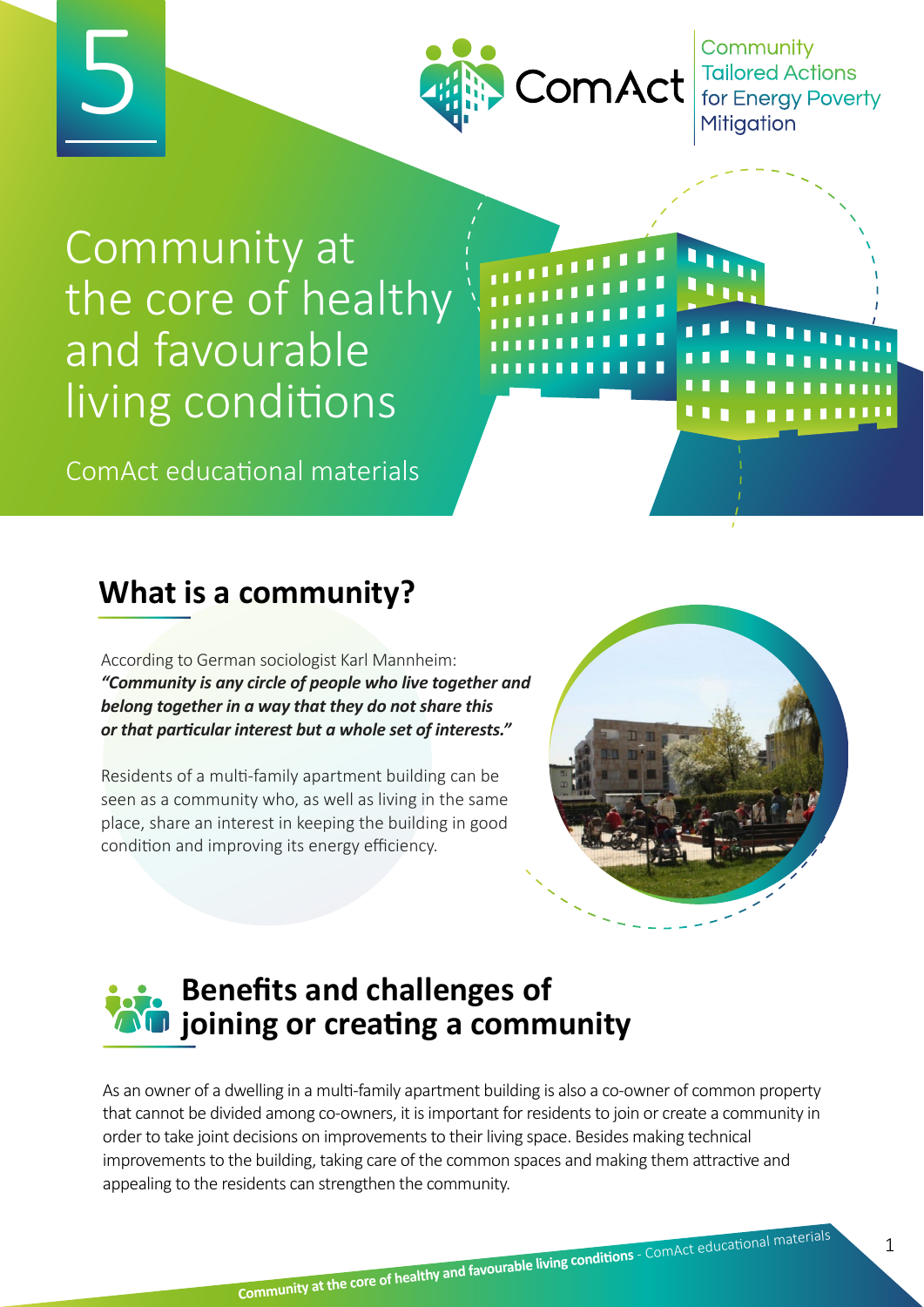5

ComAct
Community Tailored Actions for Energy Poverty Mitigation

# Community at the core of healthy and favourable living conditions

ComAct educational materials

## What is a community?

According to German sociologist Karl Mannheim:
***"Community is any circle of people who live together and belong together in a way that they do not share this or that particular interest but a whole set of interests."***

Residents of a multi-family apartment building can be seen as a community who, as well as living in the same place, share an interest in keeping the building in good condition and improving its energy efficiency.

## Benefits and challenges of joining or creating a community

As an owner of a dwelling in a multi-family apartment building is also a co-owner of common property that cannot be divided among co-owners, it is important for residents to join or create a community in order to take joint decisions on improvements to their living space. Besides making technical improvements to the building, taking care of the common spaces and making them attractive and appealing to the residents can strengthen the community.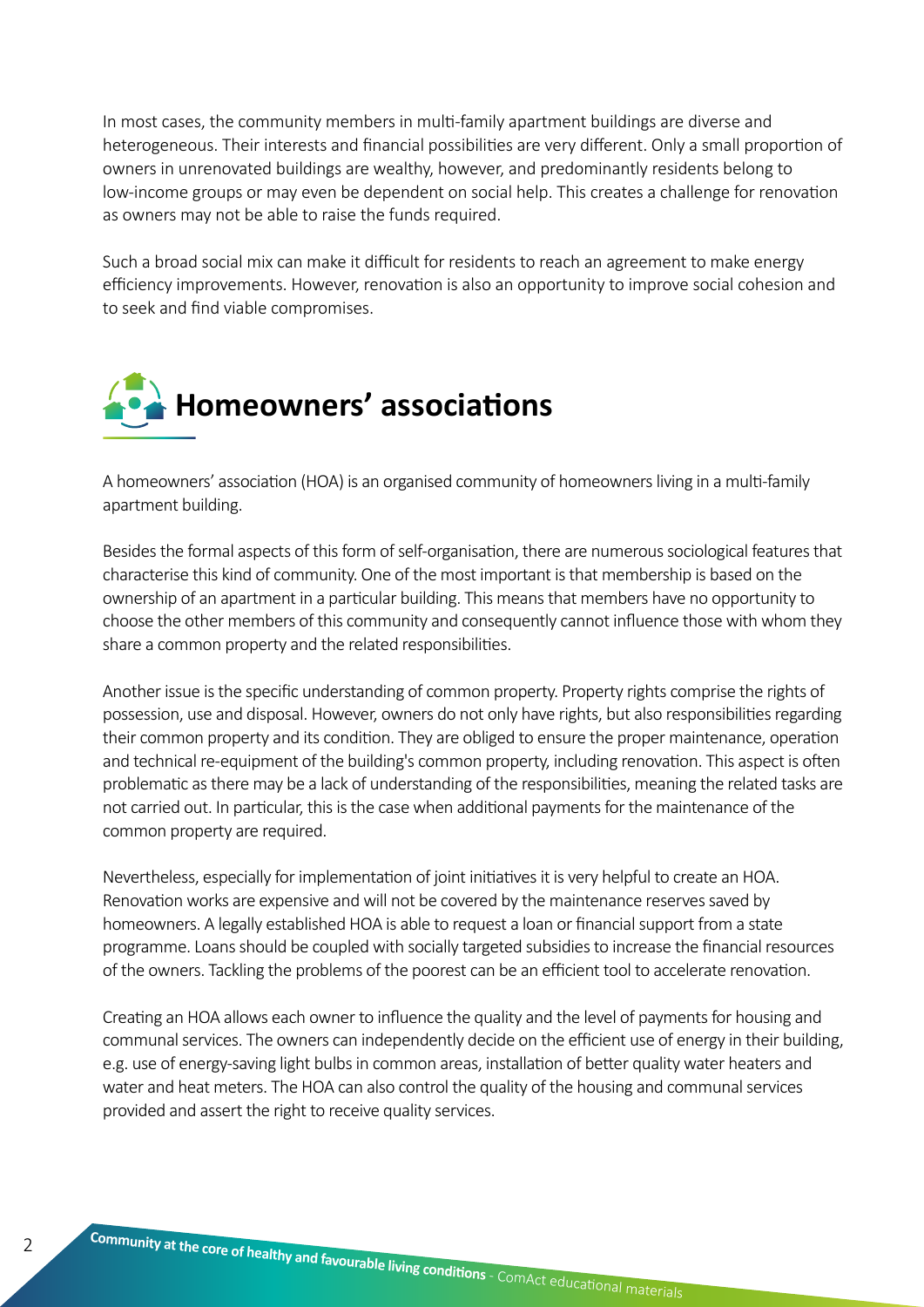In most cases, the community members in multi-family apartment buildings are diverse and heterogeneous. Their interests and financial possibilities are very different. Only a small proportion of owners in unrenovated buildings are wealthy, however, and predominantly residents belong to low-income groups or may even be dependent on social help. This creates a challenge for renovation as owners may not be able to raise the funds required.

Such a broad social mix can make it difficult for residents to reach an agreement to make energy efficiency improvements. However, renovation is also an opportunity to improve social cohesion and to seek and find viable compromises.

## Homeowners' associations

A homeowners' association (HOA) is an organised community of homeowners living in a multi-family apartment building.

Besides the formal aspects of this form of self-organisation, there are numerous sociological features that characterise this kind of community. One of the most important is that membership is based on the ownership of an apartment in a particular building. This means that members have no opportunity to choose the other members of this community and consequently cannot influence those with whom they share a common property and the related responsibilities.

Another issue is the specific understanding of common property. Property rights comprise the rights of possession, use and disposal. However, owners do not only have rights, but also responsibilities regarding their common property and its condition. They are obliged to ensure the proper maintenance, operation and technical re-equipment of the building's common property, including renovation. This aspect is often problematic as there may be a lack of understanding of the responsibilities, meaning the related tasks are not carried out. In particular, this is the case when additional payments for the maintenance of the common property are required.

Nevertheless, especially for implementation of joint initiatives it is very helpful to create an HOA. Renovation works are expensive and will not be covered by the maintenance reserves saved by homeowners. A legally established HOA is able to request a loan or financial support from a state programme. Loans should be coupled with socially targeted subsidies to increase the financial resources of the owners. Tackling the problems of the poorest can be an efficient tool to accelerate renovation.

Creating an HOA allows each owner to influence the quality and the level of payments for housing and communal services. The owners can independently decide on the efficient use of energy in their building, e.g. use of energy-saving light bulbs in common areas, installation of better quality water heaters and water and heat meters. The HOA can also control the quality of the housing and communal services provided and assert the right to receive quality services.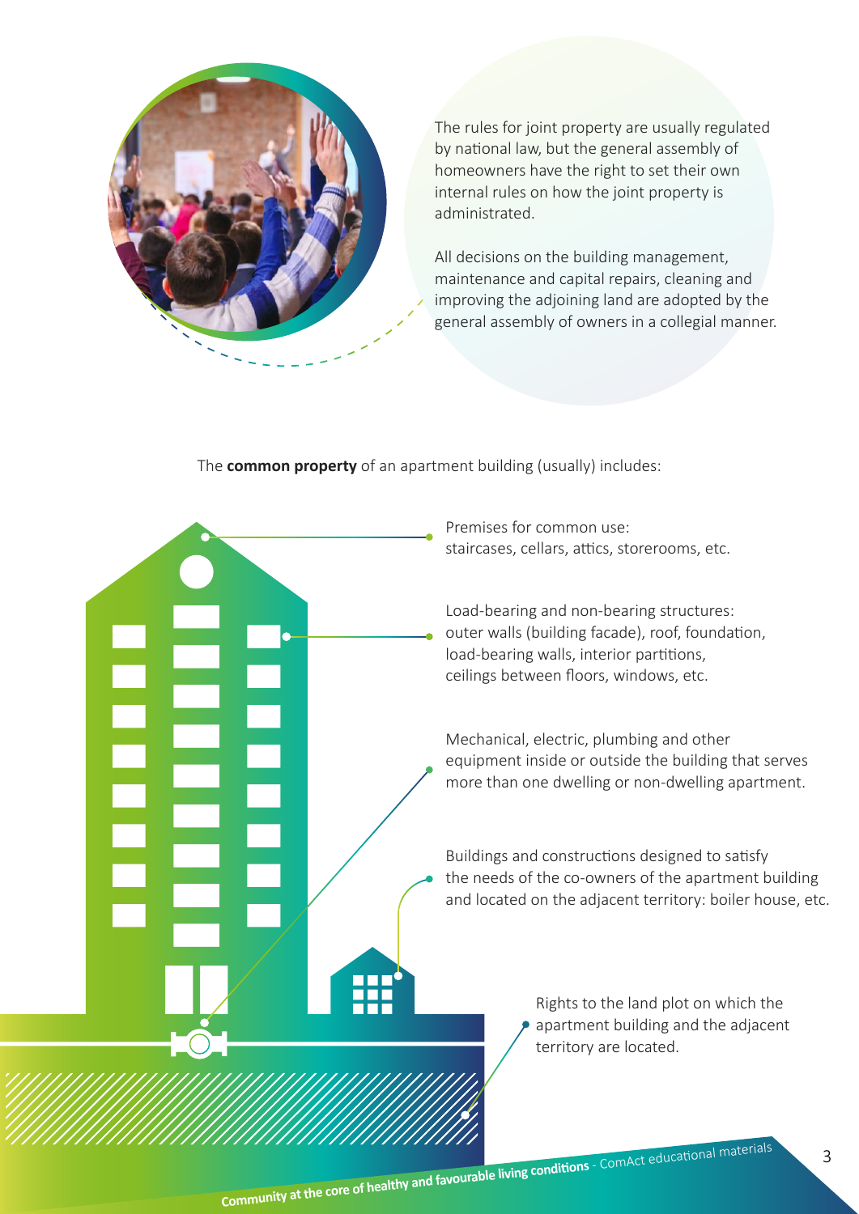The rules for joint property are usually regulated by national law, but the general assembly of homeowners have the right to set their own internal rules on how the joint property is administrated.

All decisions on the building management, maintenance and capital repairs, cleaning and improving the adjoining land are adopted by the general assembly of owners in a collegial manner.

The **common property** of an apartment building (usually) includes:

- Premises for common use: staircases, cellars, attics, storerooms, etc.
- Load-bearing and non-bearing structures: outer walls (building facade), roof, foundation, load-bearing walls, interior partitions, ceilings between floors, windows, etc.
- Mechanical, electric, plumbing and other equipment inside or outside the building that serves more than one dwelling or non-dwelling apartment.
- Buildings and constructions designed to satisfy the needs of the co-owners of the apartment building and located on the adjacent territory: boiler house, etc.
- Rights to the land plot on which the apartment building and the adjacent territory are located.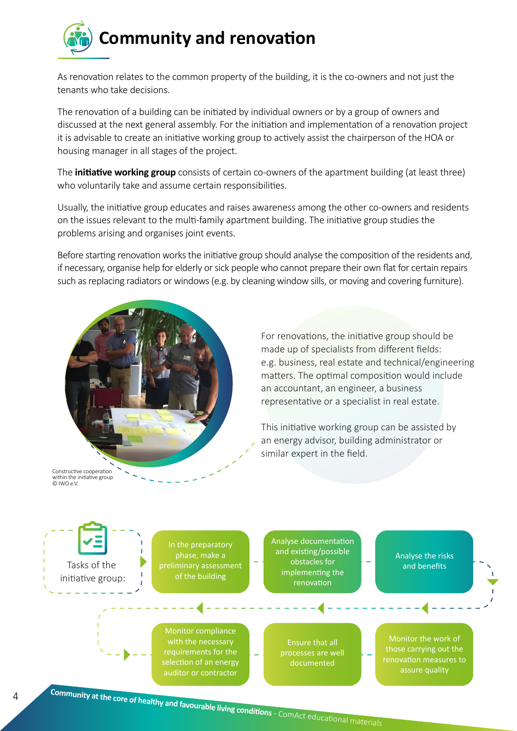# Community and renovation

As renovation relates to the common property of the building, it is the co-owners and not just the tenants who take decisions.

The renovation of a building can be initiated by individual owners or by a group of owners and discussed at the next general assembly. For the initiation and implementation of a renovation project it is advisable to create an initiative working group to actively assist the chairperson of the HOA or housing manager in all stages of the project.

The **initiative working group** consists of certain co-owners of the apartment building (at least three) who voluntarily take and assume certain responsibilities.

Usually, the initiative group educates and raises awareness among the other co-owners and residents on the issues relevant to the multi-family apartment building. The initiative group studies the problems arising and organises joint events.

Before starting renovation works the initiative group should analyse the composition of the residents and, if necessary, organise help for elderly or sick people who cannot prepare their own flat for certain repairs such as replacing radiators or windows (e.g. by cleaning window sills, or moving and covering furniture).

Constructive cooperation within the initiative group © IWO e.V.

For renovations, the initiative group should be made up of specialists from different fields: e.g. business, real estate and technical/engineering matters. The optimal composition would include an accountant, an engineer, a business representative or a specialist in real estate.

This initiative working group can be assisted by an energy advisor, building administrator or similar expert in the field.

Tasks of the initiative group:

- In the preparatory phase, make a preliminary assessment of the building
- Analyse documentation and existing/possible obstacles for implementing the renovation
- Analyse the risks and benefits
- Monitor the work of those carrying out the renovation measures to assure quality
- Ensure that all processes are well documented
- Monitor compliance with the necessary requirements for the selection of an energy auditor or contractor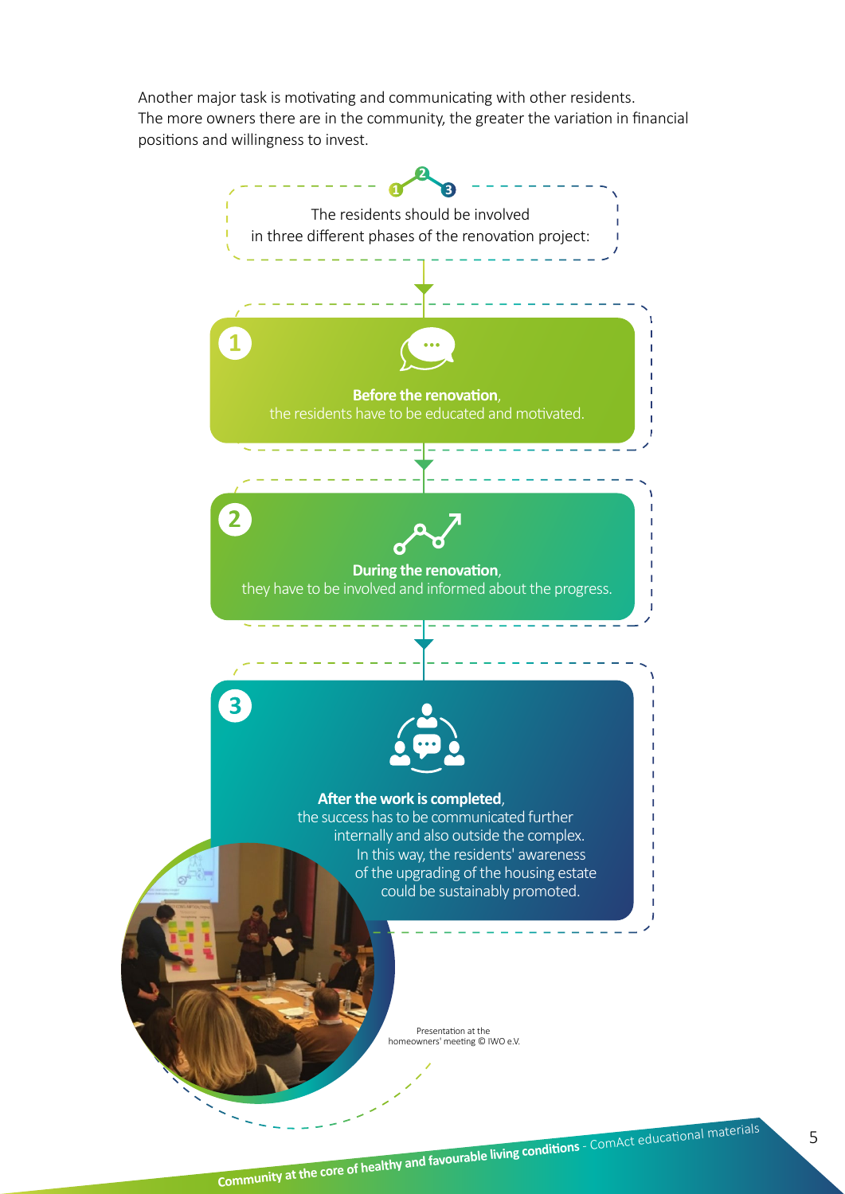Another major task is motivating and communicating with other residents. The more owners there are in the community, the greater the variation in financial positions and willingness to invest.

The residents should be involved in three different phases of the renovation project:

1. **Before the renovation**, the residents have to be educated and motivated.

2. **During the renovation**, they have to be involved and informed about the progress.

3. **After the work is completed**, the success has to be communicated further internally and also outside the complex. In this way, the residents' awareness of the upgrading of the housing estate could be sustainably promoted.

Presentation at the homeowners' meeting © IWO e.V.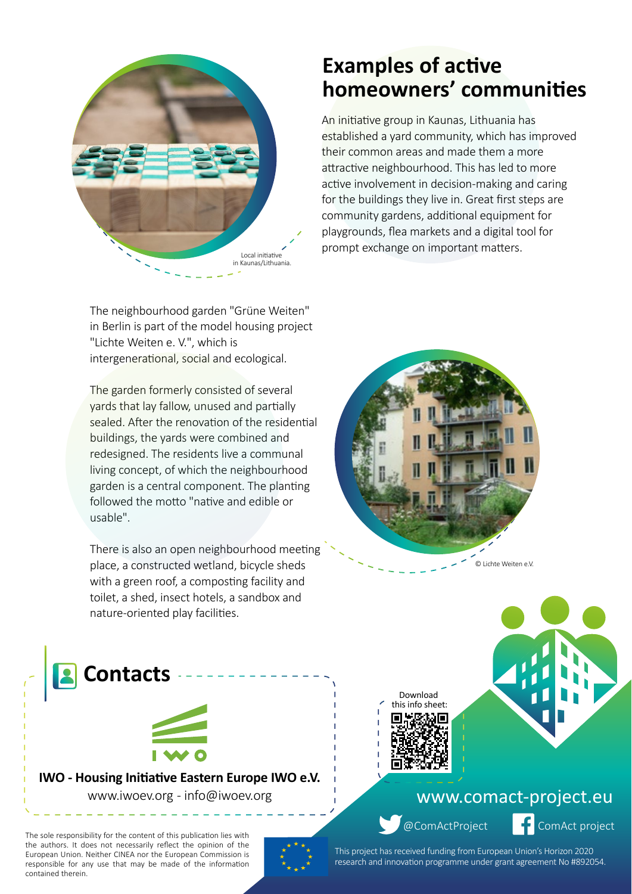## Examples of active homeowners' communities

An initiative group in Kaunas, Lithuania has established a yard community, which has improved their common areas and made them a more attractive neighbourhood. This has led to more active involvement in decision-making and caring for the buildings they live in. Great first steps are community gardens, additional equipment for playgrounds, flea markets and a digital tool for prompt exchange on important matters.

Local initiative in Kaunas/Lithuania.

The neighbourhood garden "Grüne Weiten" in Berlin is part of the model housing project "Lichte Weiten e. V.", which is intergenerational, social and ecological.

The garden formerly consisted of several yards that lay fallow, unused and partially sealed. After the renovation of the residential buildings, the yards were combined and redesigned. The residents live a communal living concept, of which the neighbourhood garden is a central component. The planting followed the motto "native and edible or usable".

There is also an open neighbourhood meeting place, a constructed wetland, bicycle sheds with a green roof, a composting facility and toilet, a shed, insect hotels, a sandbox and nature-oriented play facilities.

© Lichte Weiten e.V.

## Contacts

**IWO - Housing Initiative Eastern Europe IWO e.V.**
www.iwoev.org - info@iwoev.org

Download this info sheet:

www.comact-project.eu

@ComActProject

ComAct project

The sole responsibility for the content of this publication lies with the authors. It does not necessarily reflect the opinion of the European Union. Neither CINEA nor the European Commission is responsible for any use that may be made of the information contained therein.

This project has received funding from European Union's Horizon 2020 research and innovation programme under grant agreement No #892054.